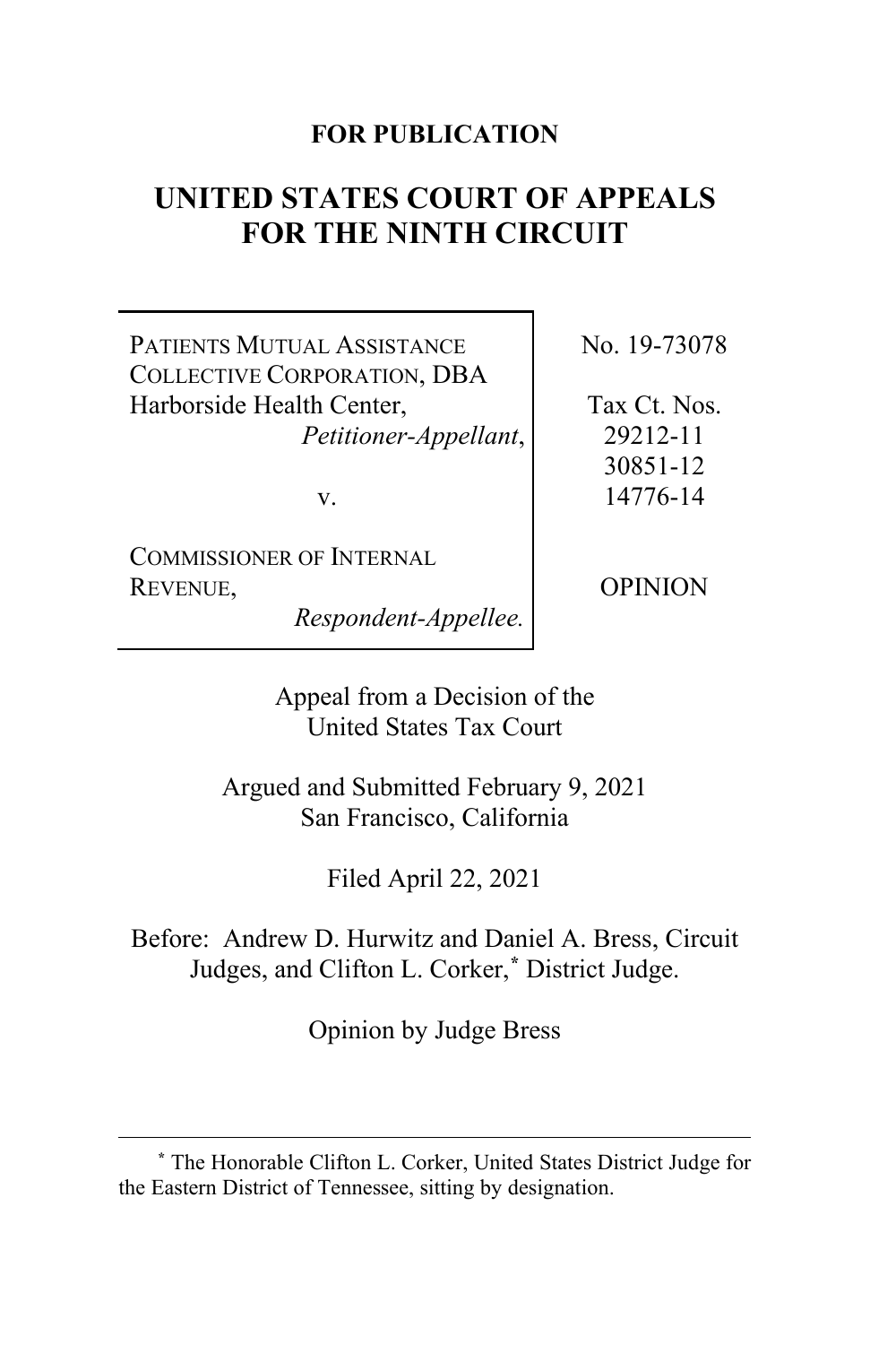**FOR PUBLICATION**

# UNITED STATES COURT OF APPEALS FOR THE NINTH CIRCUIT

| | |
|---|---|
| PATIENTS MUTUAL ASSISTANCE COLLECTIVE CORPORATION, DBA Harborside Health Center, *Petitioner-Appellant*, <br><br> v. <br><br> COMMISSIONER OF INTERNAL REVENUE, *Respondent-Appellee.* | No. 19-73078 <br><br> Tax Ct. Nos. 29212-11 30851-12 14776-14 <br><br> OPINION |

Appeal from a Decision of the United States Tax Court

Argued and Submitted February 9, 2021
San Francisco, California

Filed April 22, 2021

Before: Andrew D. Hurwitz and Daniel A. Bress, Circuit Judges, and Clifton L. Corker,* District Judge.

Opinion by Judge Bress

---

\* The Honorable Clifton L. Corker, United States District Judge for the Eastern District of Tennessee, sitting by designation.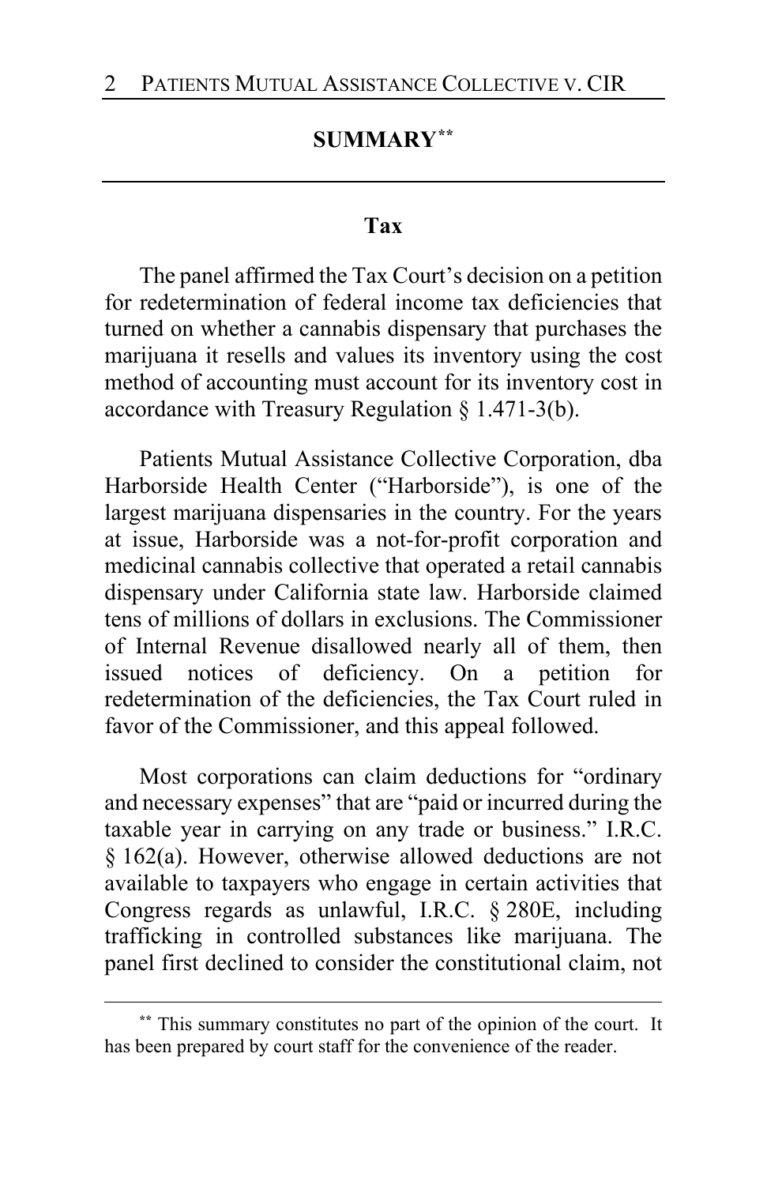## SUMMARY[**]

### Tax

The panel affirmed the Tax Court's decision on a petition for redetermination of federal income tax deficiencies that turned on whether a cannabis dispensary that purchases the marijuana it resells and values its inventory using the cost method of accounting must account for its inventory cost in accordance with Treasury Regulation § 1.471-3(b).

Patients Mutual Assistance Collective Corporation, dba Harborside Health Center ("Harborside"), is one of the largest marijuana dispensaries in the country. For the years at issue, Harborside was a not-for-profit corporation and medicinal cannabis collective that operated a retail cannabis dispensary under California state law. Harborside claimed tens of millions of dollars in exclusions. The Commissioner of Internal Revenue disallowed nearly all of them, then issued notices of deficiency. On a petition for redetermination of the deficiencies, the Tax Court ruled in favor of the Commissioner, and this appeal followed.

Most corporations can claim deductions for "ordinary and necessary expenses" that are "paid or incurred during the taxable year in carrying on any trade or business." I.R.C. § 162(a). However, otherwise allowed deductions are not available to taxpayers who engage in certain activities that Congress regards as unlawful, I.R.C. § 280E, including trafficking in controlled substances like marijuana. The panel first declined to consider the constitutional claim, not

---

[**] This summary constitutes no part of the opinion of the court. It has been prepared by court staff for the convenience of the reader.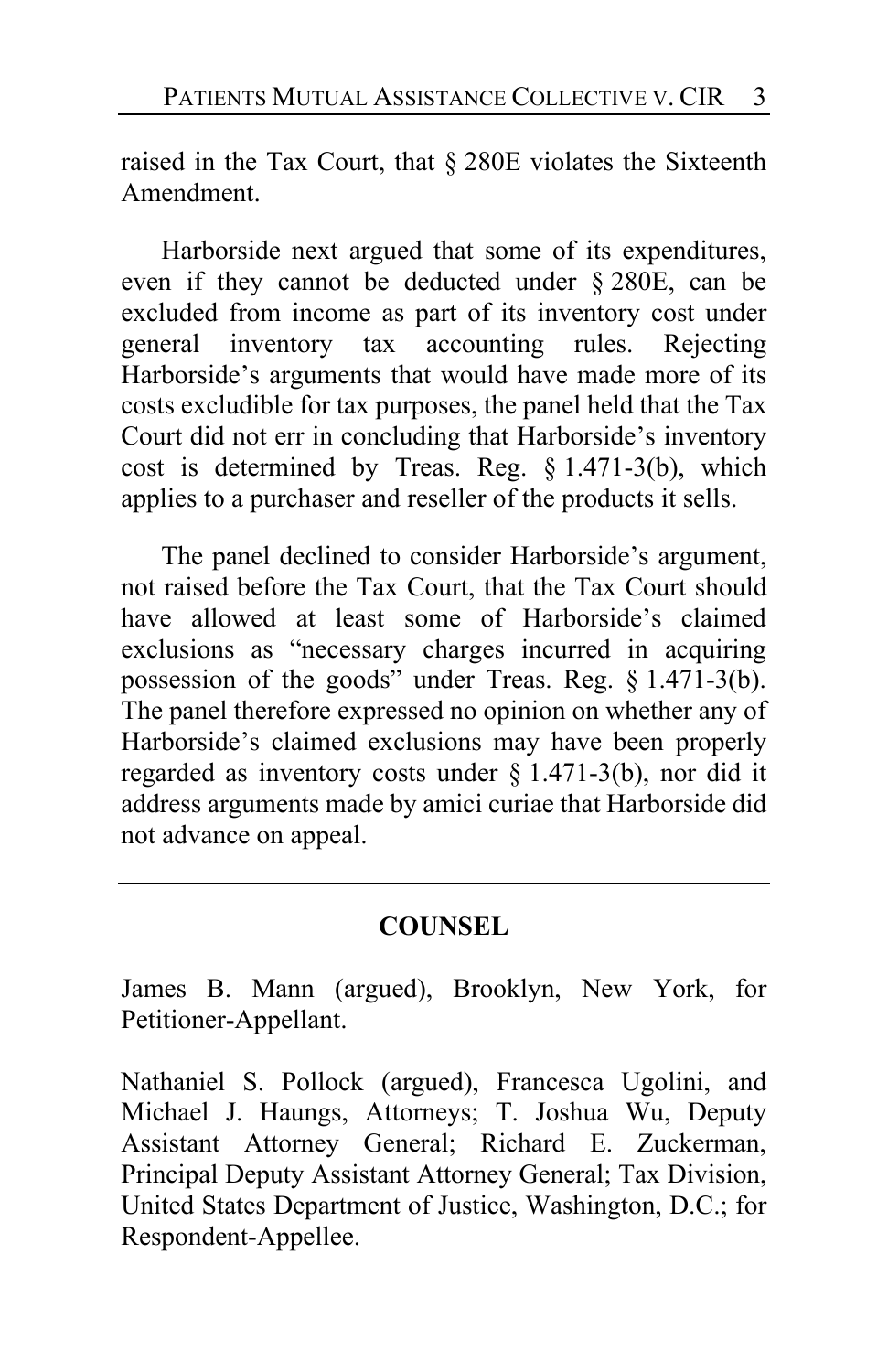raised in the Tax Court, that § 280E violates the Sixteenth Amendment.

Harborside next argued that some of its expenditures, even if they cannot be deducted under § 280E, can be excluded from income as part of its inventory cost under general inventory tax accounting rules. Rejecting Harborside's arguments that would have made more of its costs excludible for tax purposes, the panel held that the Tax Court did not err in concluding that Harborside's inventory cost is determined by Treas. Reg. § 1.471-3(b), which applies to a purchaser and reseller of the products it sells.

The panel declined to consider Harborside's argument, not raised before the Tax Court, that the Tax Court should have allowed at least some of Harborside's claimed exclusions as "necessary charges incurred in acquiring possession of the goods" under Treas. Reg. § 1.471-3(b). The panel therefore expressed no opinion on whether any of Harborside's claimed exclusions may have been properly regarded as inventory costs under § 1.471-3(b), nor did it address arguments made by amici curiae that Harborside did not advance on appeal.

---

## COUNSEL

James B. Mann (argued), Brooklyn, New York, for Petitioner-Appellant.

Nathaniel S. Pollock (argued), Francesca Ugolini, and Michael J. Haungs, Attorneys; T. Joshua Wu, Deputy Assistant Attorney General; Richard E. Zuckerman, Principal Deputy Assistant Attorney General; Tax Division, United States Department of Justice, Washington, D.C.; for Respondent-Appellee.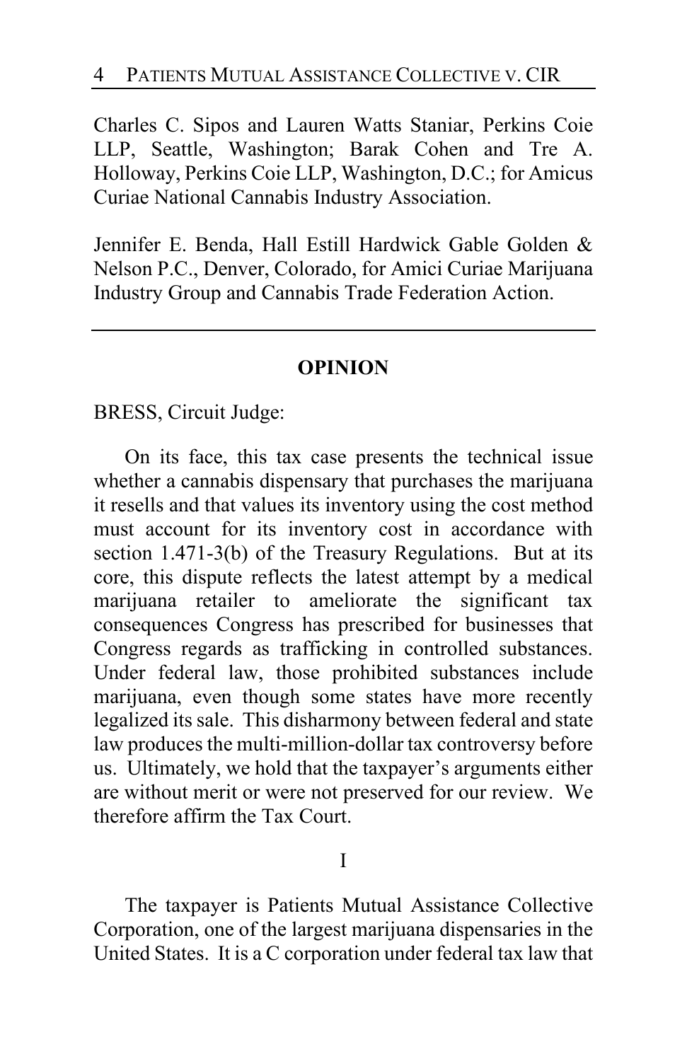Charles C. Sipos and Lauren Watts Staniar, Perkins Coie LLP, Seattle, Washington; Barak Cohen and Tre A. Holloway, Perkins Coie LLP, Washington, D.C.; for Amicus Curiae National Cannabis Industry Association.

Jennifer E. Benda, Hall Estill Hardwick Gable Golden & Nelson P.C., Denver, Colorado, for Amici Curiae Marijuana Industry Group and Cannabis Trade Federation Action.

---

## OPINION

BRESS, Circuit Judge:

On its face, this tax case presents the technical issue whether a cannabis dispensary that purchases the marijuana it resells and that values its inventory using the cost method must account for its inventory cost in accordance with section 1.471-3(b) of the Treasury Regulations. But at its core, this dispute reflects the latest attempt by a medical marijuana retailer to ameliorate the significant tax consequences Congress has prescribed for businesses that Congress regards as trafficking in controlled substances. Under federal law, those prohibited substances include marijuana, even though some states have more recently legalized its sale. This disharmony between federal and state law produces the multi-million-dollar tax controversy before us. Ultimately, we hold that the taxpayer's arguments either are without merit or were not preserved for our review. We therefore affirm the Tax Court.

### I

The taxpayer is Patients Mutual Assistance Collective Corporation, one of the largest marijuana dispensaries in the United States. It is a C corporation under federal tax law that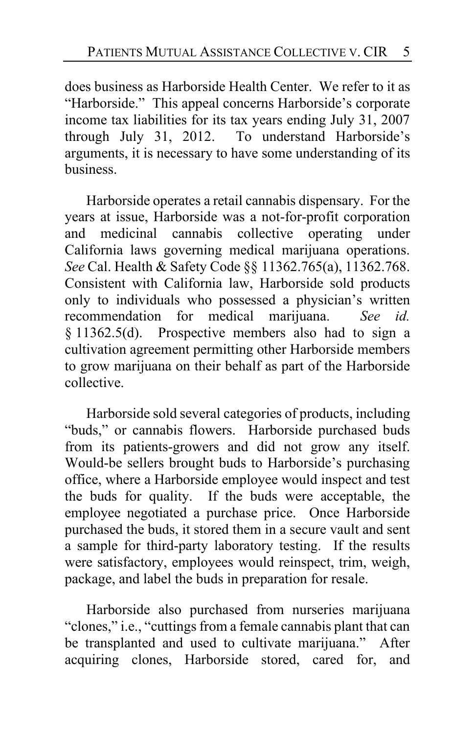does business as Harborside Health Center. We refer to it as "Harborside." This appeal concerns Harborside's corporate income tax liabilities for its tax years ending July 31, 2007 through July 31, 2012. To understand Harborside's arguments, it is necessary to have some understanding of its business.

Harborside operates a retail cannabis dispensary. For the years at issue, Harborside was a not-for-profit corporation and medicinal cannabis collective operating under California laws governing medical marijuana operations. *See* Cal. Health & Safety Code §§ 11362.765(a), 11362.768. Consistent with California law, Harborside sold products only to individuals who possessed a physician's written recommendation for medical marijuana. *See id.* § 11362.5(d). Prospective members also had to sign a cultivation agreement permitting other Harborside members to grow marijuana on their behalf as part of the Harborside collective.

Harborside sold several categories of products, including "buds," or cannabis flowers. Harborside purchased buds from its patients-growers and did not grow any itself. Would-be sellers brought buds to Harborside's purchasing office, where a Harborside employee would inspect and test the buds for quality. If the buds were acceptable, the employee negotiated a purchase price. Once Harborside purchased the buds, it stored them in a secure vault and sent a sample for third-party laboratory testing. If the results were satisfactory, employees would reinspect, trim, weigh, package, and label the buds in preparation for resale.

Harborside also purchased from nurseries marijuana "clones," i.e., "cuttings from a female cannabis plant that can be transplanted and used to cultivate marijuana." After acquiring clones, Harborside stored, cared for, and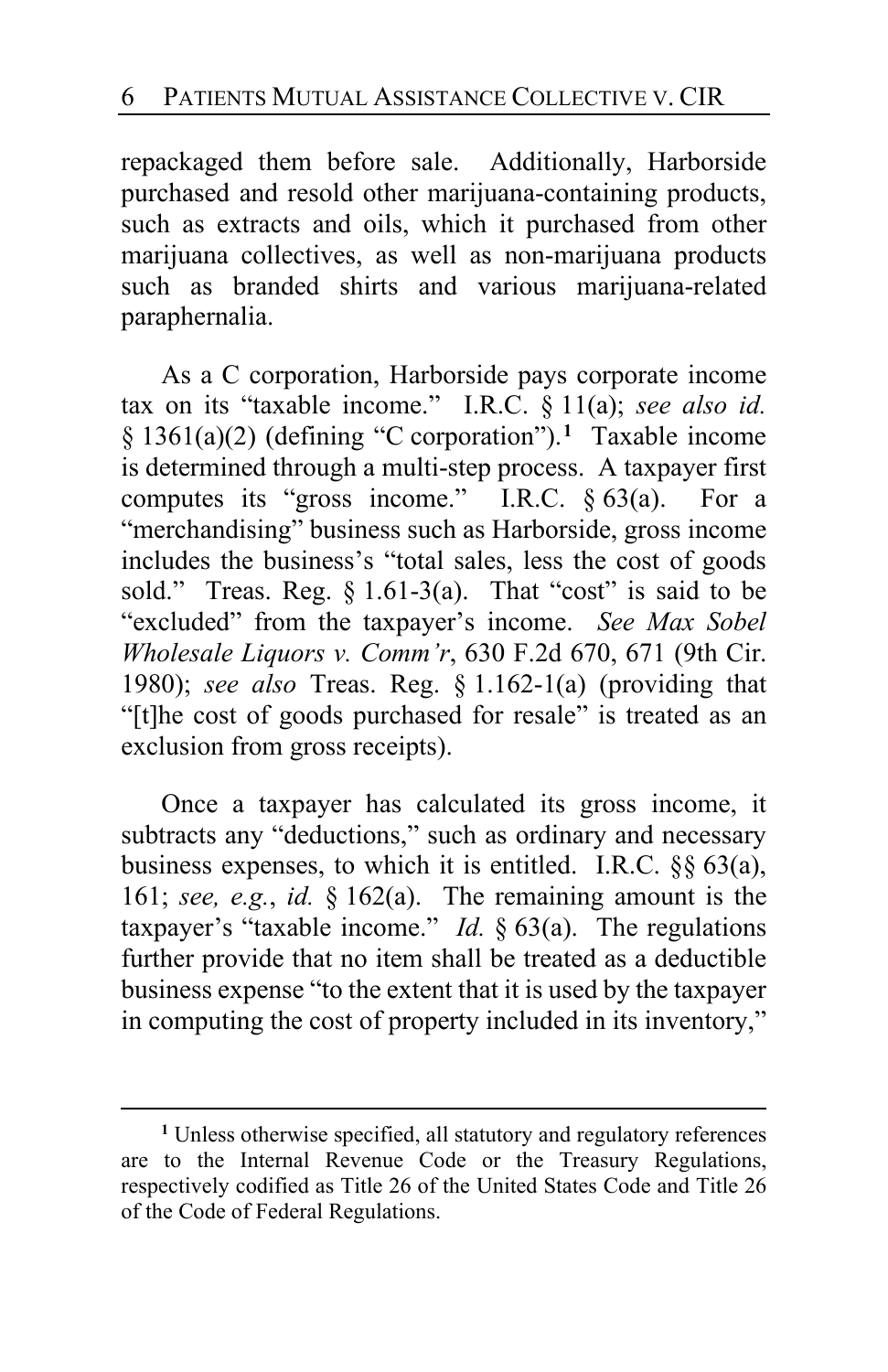repackaged them before sale. Additionally, Harborside purchased and resold other marijuana-containing products, such as extracts and oils, which it purchased from other marijuana collectives, as well as non-marijuana products such as branded shirts and various marijuana-related paraphernalia.

As a C corporation, Harborside pays corporate income tax on its "taxable income." I.R.C. § 11(a); *see also id.* § 1361(a)(2) (defining "C corporation").[1] Taxable income is determined through a multi-step process. A taxpayer first computes its "gross income." I.R.C. § 63(a). For a "merchandising" business such as Harborside, gross income includes the business's "total sales, less the cost of goods sold." Treas. Reg. § 1.61-3(a). That "cost" is said to be "excluded" from the taxpayer's income. *See Max Sobel Wholesale Liquors v. Comm'r*, 630 F.2d 670, 671 (9th Cir. 1980); *see also* Treas. Reg. § 1.162-1(a) (providing that "[t]he cost of goods purchased for resale" is treated as an exclusion from gross receipts).

Once a taxpayer has calculated its gross income, it subtracts any "deductions," such as ordinary and necessary business expenses, to which it is entitled. I.R.C. §§ 63(a), 161; *see, e.g.*, *id.* § 162(a). The remaining amount is the taxpayer's "taxable income." *Id.* § 63(a). The regulations further provide that no item shall be treated as a deductible business expense "to the extent that it is used by the taxpayer in computing the cost of property included in its inventory,"

---

[1] Unless otherwise specified, all statutory and regulatory references are to the Internal Revenue Code or the Treasury Regulations, respectively codified as Title 26 of the United States Code and Title 26 of the Code of Federal Regulations.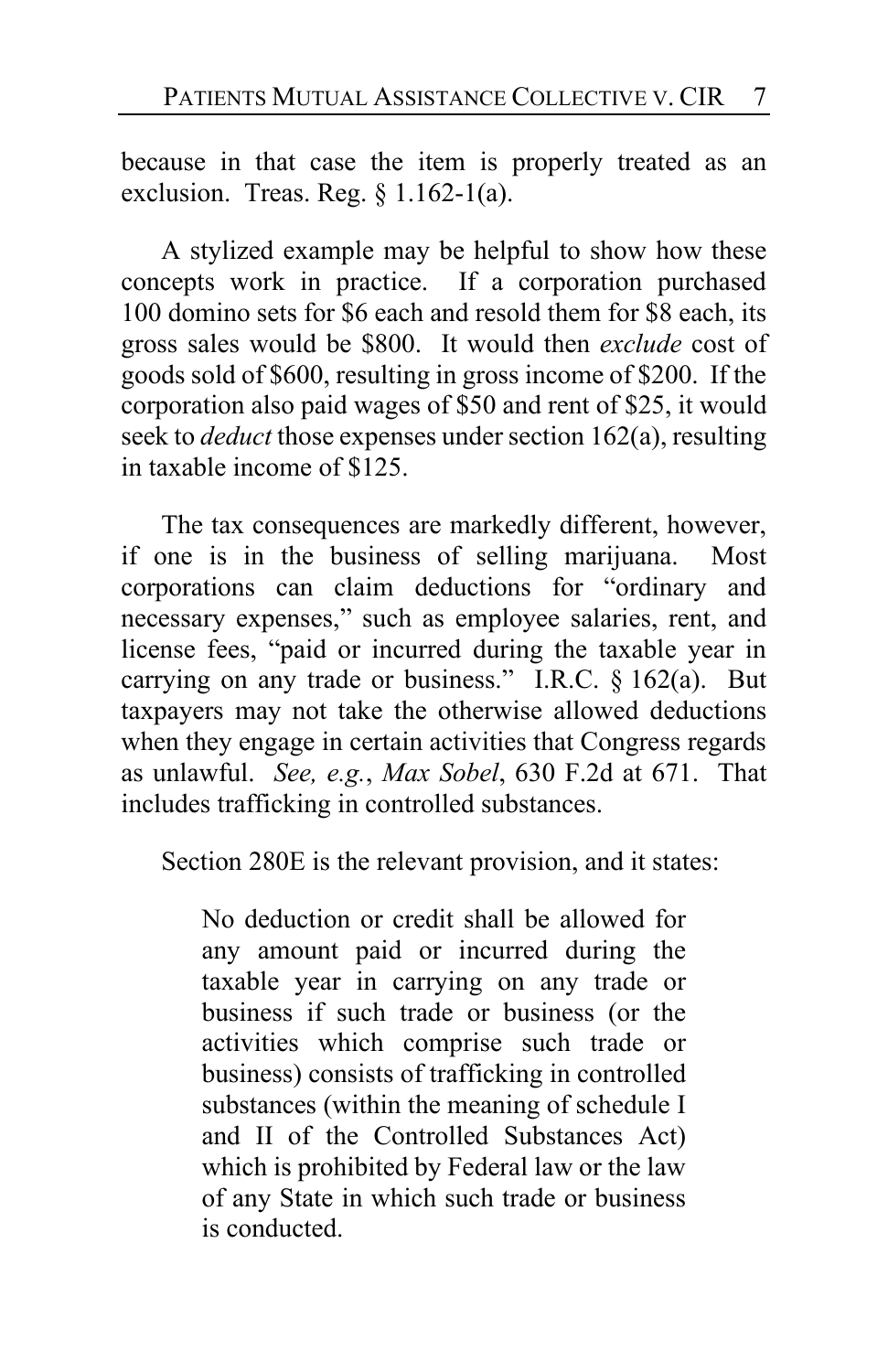because in that case the item is properly treated as an exclusion. Treas. Reg. § 1.162-1(a).

A stylized example may be helpful to show how these concepts work in practice. If a corporation purchased 100 domino sets for $6 each and resold them for $8 each, its gross sales would be $800. It would then *exclude* cost of goods sold of $600, resulting in gross income of $200. If the corporation also paid wages of $50 and rent of $25, it would seek to *deduct* those expenses under section 162(a), resulting in taxable income of $125.

The tax consequences are markedly different, however, if one is in the business of selling marijuana. Most corporations can claim deductions for "ordinary and necessary expenses," such as employee salaries, rent, and license fees, "paid or incurred during the taxable year in carrying on any trade or business." I.R.C. § 162(a). But taxpayers may not take the otherwise allowed deductions when they engage in certain activities that Congress regards as unlawful. *See, e.g.*, *Max Sobel*, 630 F.2d at 671. That includes trafficking in controlled substances.

Section 280E is the relevant provision, and it states:

> No deduction or credit shall be allowed for any amount paid or incurred during the taxable year in carrying on any trade or business if such trade or business (or the activities which comprise such trade or business) consists of trafficking in controlled substances (within the meaning of schedule I and II of the Controlled Substances Act) which is prohibited by Federal law or the law of any State in which such trade or business is conducted.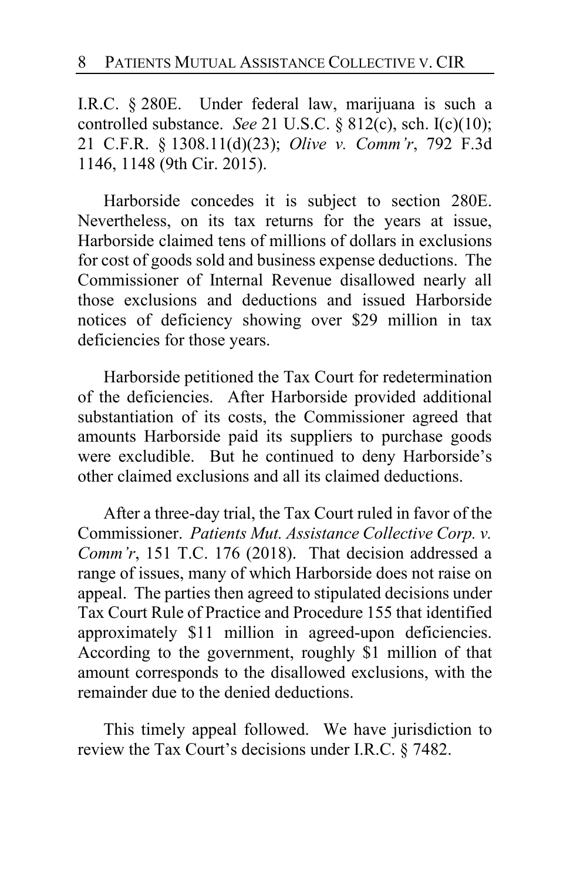I.R.C. § 280E. Under federal law, marijuana is such a controlled substance. *See* 21 U.S.C. § 812(c), sch. I(c)(10); 21 C.F.R. § 1308.11(d)(23); *Olive v. Comm'r*, 792 F.3d 1146, 1148 (9th Cir. 2015).

Harborside concedes it is subject to section 280E. Nevertheless, on its tax returns for the years at issue, Harborside claimed tens of millions of dollars in exclusions for cost of goods sold and business expense deductions. The Commissioner of Internal Revenue disallowed nearly all those exclusions and deductions and issued Harborside notices of deficiency showing over $29 million in tax deficiencies for those years.

Harborside petitioned the Tax Court for redetermination of the deficiencies. After Harborside provided additional substantiation of its costs, the Commissioner agreed that amounts Harborside paid its suppliers to purchase goods were excludible. But he continued to deny Harborside's other claimed exclusions and all its claimed deductions.

After a three-day trial, the Tax Court ruled in favor of the Commissioner. *Patients Mut. Assistance Collective Corp. v. Comm'r*, 151 T.C. 176 (2018). That decision addressed a range of issues, many of which Harborside does not raise on appeal. The parties then agreed to stipulated decisions under Tax Court Rule of Practice and Procedure 155 that identified approximately $11 million in agreed-upon deficiencies. According to the government, roughly $1 million of that amount corresponds to the disallowed exclusions, with the remainder due to the denied deductions.

This timely appeal followed. We have jurisdiction to review the Tax Court's decisions under I.R.C. § 7482.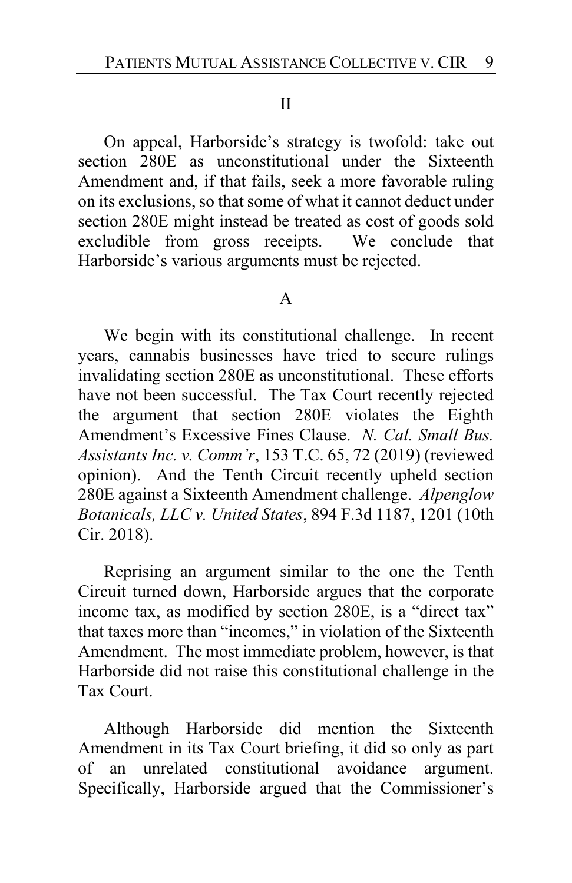## II

On appeal, Harborside's strategy is twofold: take out section 280E as unconstitutional under the Sixteenth Amendment and, if that fails, seek a more favorable ruling on its exclusions, so that some of what it cannot deduct under section 280E might instead be treated as cost of goods sold excludible from gross receipts. We conclude that Harborside's various arguments must be rejected.

### A

We begin with its constitutional challenge. In recent years, cannabis businesses have tried to secure rulings invalidating section 280E as unconstitutional. These efforts have not been successful. The Tax Court recently rejected the argument that section 280E violates the Eighth Amendment's Excessive Fines Clause. *N. Cal. Small Bus. Assistants Inc. v. Comm'r*, 153 T.C. 65, 72 (2019) (reviewed opinion). And the Tenth Circuit recently upheld section 280E against a Sixteenth Amendment challenge. *Alpenglow Botanicals, LLC v. United States*, 894 F.3d 1187, 1201 (10th Cir. 2018).

Reprising an argument similar to the one the Tenth Circuit turned down, Harborside argues that the corporate income tax, as modified by section 280E, is a "direct tax" that taxes more than "incomes," in violation of the Sixteenth Amendment. The most immediate problem, however, is that Harborside did not raise this constitutional challenge in the Tax Court.

Although Harborside did mention the Sixteenth Amendment in its Tax Court briefing, it did so only as part of an unrelated constitutional avoidance argument. Specifically, Harborside argued that the Commissioner's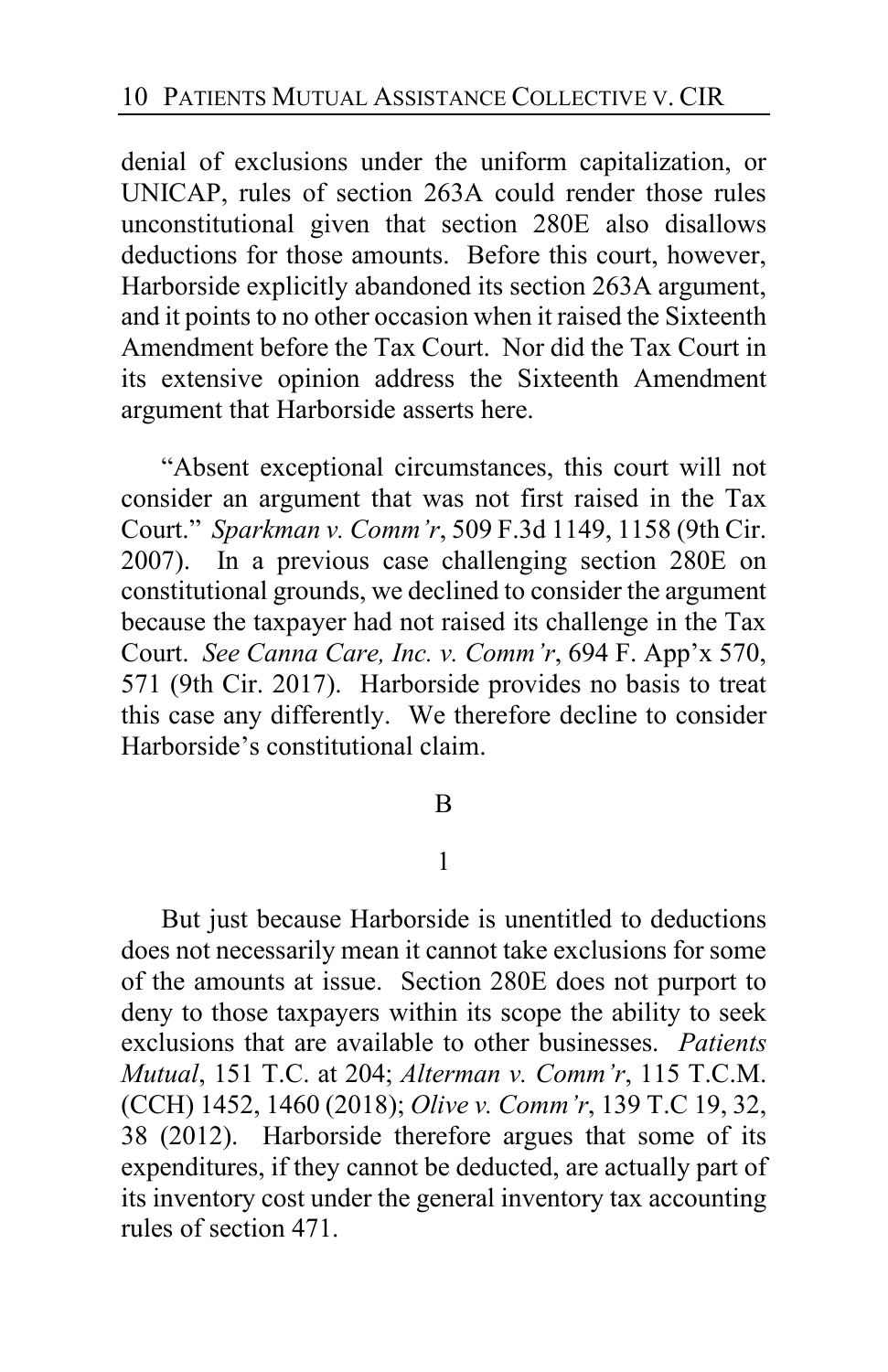denial of exclusions under the uniform capitalization, or UNICAP, rules of section 263A could render those rules unconstitutional given that section 280E also disallows deductions for those amounts. Before this court, however, Harborside explicitly abandoned its section 263A argument, and it points to no other occasion when it raised the Sixteenth Amendment before the Tax Court. Nor did the Tax Court in its extensive opinion address the Sixteenth Amendment argument that Harborside asserts here.

"Absent exceptional circumstances, this court will not consider an argument that was not first raised in the Tax Court." *Sparkman v. Comm'r*, 509 F.3d 1149, 1158 (9th Cir. 2007). In a previous case challenging section 280E on constitutional grounds, we declined to consider the argument because the taxpayer had not raised its challenge in the Tax Court. *See Canna Care, Inc. v. Comm'r*, 694 F. App'x 570, 571 (9th Cir. 2017). Harborside provides no basis to treat this case any differently. We therefore decline to consider Harborside's constitutional claim.

B

1

But just because Harborside is unentitled to deductions does not necessarily mean it cannot take exclusions for some of the amounts at issue. Section 280E does not purport to deny to those taxpayers within its scope the ability to seek exclusions that are available to other businesses. *Patients Mutual*, 151 T.C. at 204; *Alterman v. Comm'r*, 115 T.C.M. (CCH) 1452, 1460 (2018); *Olive v. Comm'r*, 139 T.C 19, 32, 38 (2012). Harborside therefore argues that some of its expenditures, if they cannot be deducted, are actually part of its inventory cost under the general inventory tax accounting rules of section 471.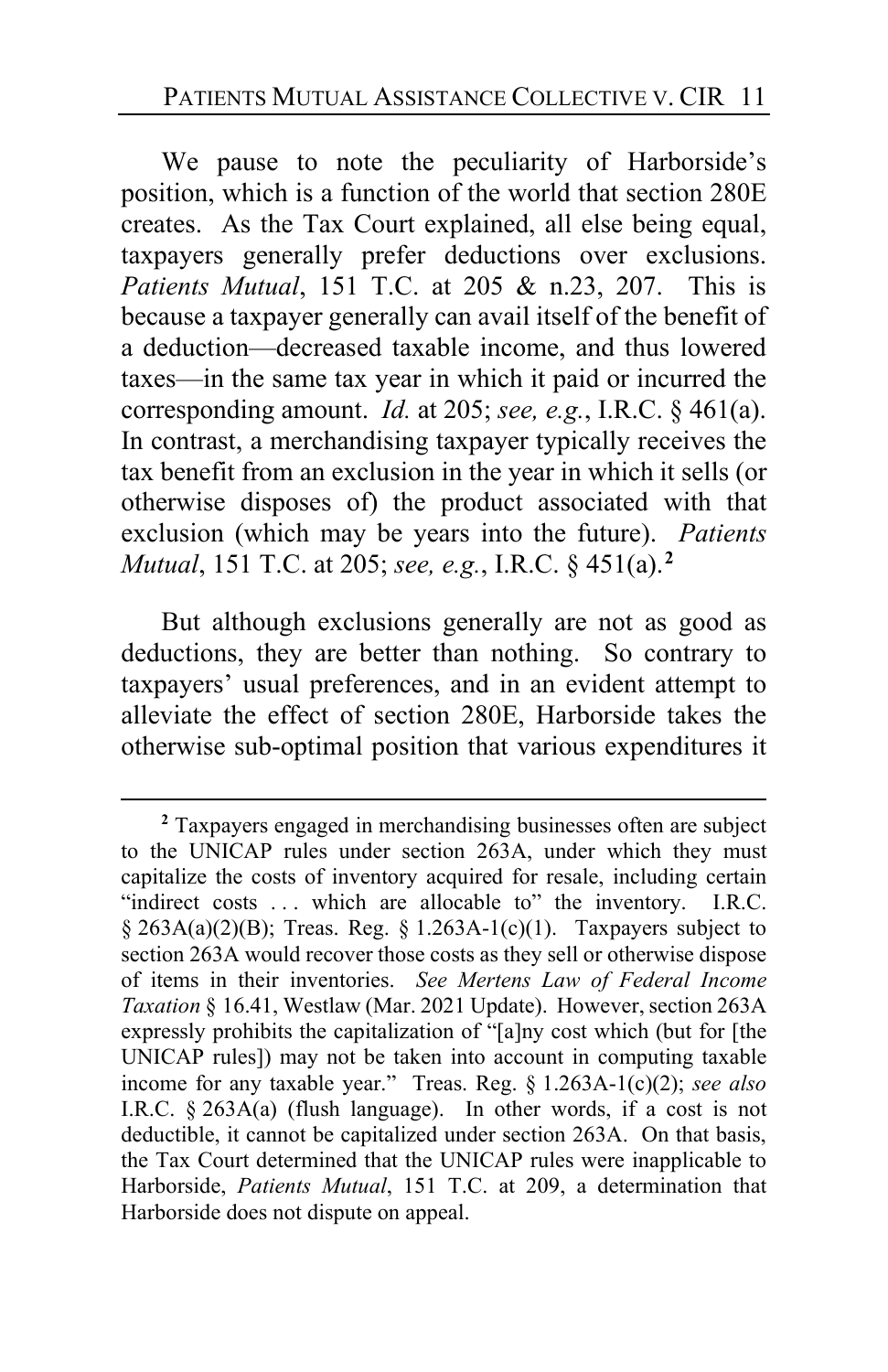We pause to note the peculiarity of Harborside's position, which is a function of the world that section 280E creates. As the Tax Court explained, all else being equal, taxpayers generally prefer deductions over exclusions. *Patients Mutual*, 151 T.C. at 205 & n.23, 207. This is because a taxpayer generally can avail itself of the benefit of a deduction—decreased taxable income, and thus lowered taxes—in the same tax year in which it paid or incurred the corresponding amount. *Id.* at 205; *see, e.g.*, I.R.C. § 461(a). In contrast, a merchandising taxpayer typically receives the tax benefit from an exclusion in the year in which it sells (or otherwise disposes of) the product associated with that exclusion (which may be years into the future). *Patients Mutual*, 151 T.C. at 205; *see, e.g.*, I.R.C. § 451(a).[2]

But although exclusions generally are not as good as deductions, they are better than nothing. So contrary to taxpayers' usual preferences, and in an evident attempt to alleviate the effect of section 280E, Harborside takes the otherwise sub-optimal position that various expenditures it

---

[2] Taxpayers engaged in merchandising businesses often are subject to the UNICAP rules under section 263A, under which they must capitalize the costs of inventory acquired for resale, including certain "indirect costs . . . which are allocable to" the inventory. I.R.C. § 263A(a)(2)(B); Treas. Reg. § 1.263A-1(c)(1). Taxpayers subject to section 263A would recover those costs as they sell or otherwise dispose of items in their inventories. *See Mertens Law of Federal Income Taxation* § 16.41, Westlaw (Mar. 2021 Update). However, section 263A expressly prohibits the capitalization of "[a]ny cost which (but for [the UNICAP rules]) may not be taken into account in computing taxable income for any taxable year." Treas. Reg. § 1.263A-1(c)(2); *see also* I.R.C. § 263A(a) (flush language). In other words, if a cost is not deductible, it cannot be capitalized under section 263A. On that basis, the Tax Court determined that the UNICAP rules were inapplicable to Harborside, *Patients Mutual*, 151 T.C. at 209, a determination that Harborside does not dispute on appeal.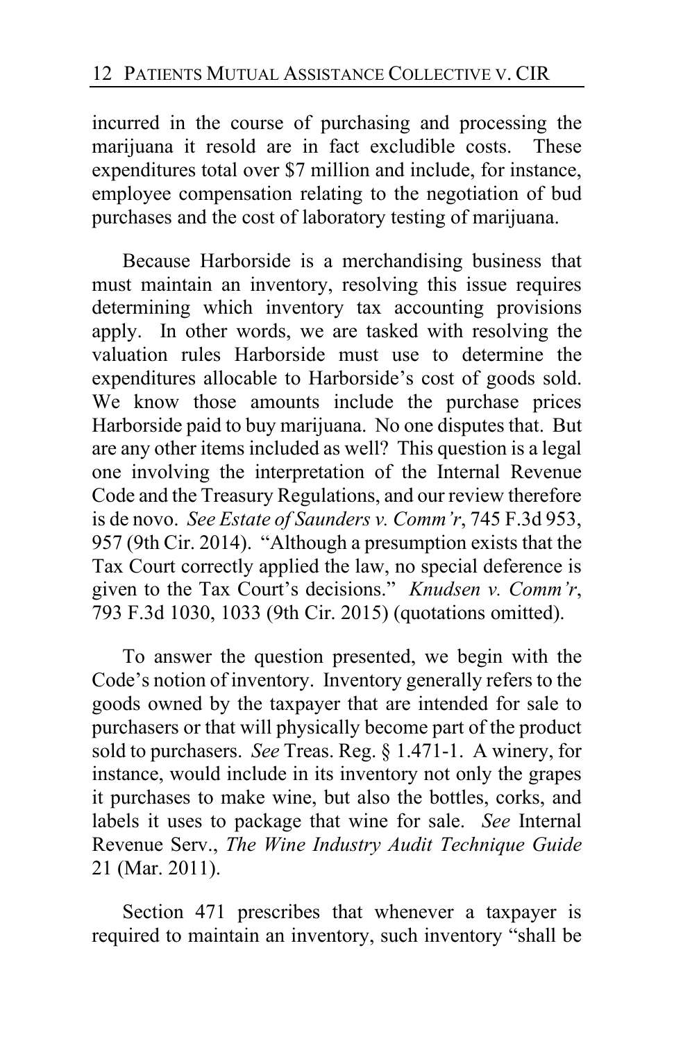incurred in the course of purchasing and processing the marijuana it resold are in fact excludible costs. These expenditures total over $7 million and include, for instance, employee compensation relating to the negotiation of bud purchases and the cost of laboratory testing of marijuana.

Because Harborside is a merchandising business that must maintain an inventory, resolving this issue requires determining which inventory tax accounting provisions apply. In other words, we are tasked with resolving the valuation rules Harborside must use to determine the expenditures allocable to Harborside's cost of goods sold. We know those amounts include the purchase prices Harborside paid to buy marijuana. No one disputes that. But are any other items included as well? This question is a legal one involving the interpretation of the Internal Revenue Code and the Treasury Regulations, and our review therefore is de novo. *See Estate of Saunders v. Comm'r*, 745 F.3d 953, 957 (9th Cir. 2014). "Although a presumption exists that the Tax Court correctly applied the law, no special deference is given to the Tax Court's decisions." *Knudsen v. Comm'r*, 793 F.3d 1030, 1033 (9th Cir. 2015) (quotations omitted).

To answer the question presented, we begin with the Code's notion of inventory. Inventory generally refers to the goods owned by the taxpayer that are intended for sale to purchasers or that will physically become part of the product sold to purchasers. *See* Treas. Reg. § 1.471-1. A winery, for instance, would include in its inventory not only the grapes it purchases to make wine, but also the bottles, corks, and labels it uses to package that wine for sale. *See* Internal Revenue Serv., *The Wine Industry Audit Technique Guide* 21 (Mar. 2011).

Section 471 prescribes that whenever a taxpayer is required to maintain an inventory, such inventory "shall be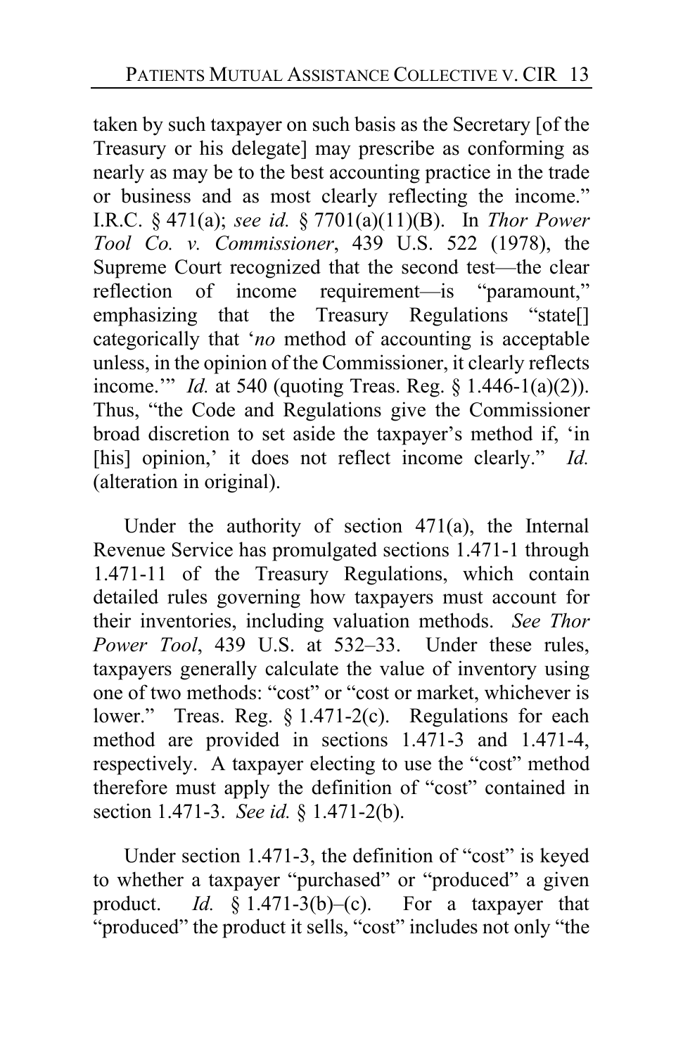taken by such taxpayer on such basis as the Secretary [of the Treasury or his delegate] may prescribe as conforming as nearly as may be to the best accounting practice in the trade or business and as most clearly reflecting the income." I.R.C. § 471(a); *see id.* § 7701(a)(11)(B). In *Thor Power Tool Co. v. Commissioner*, 439 U.S. 522 (1978), the Supreme Court recognized that the second test—the clear reflection of income requirement—is "paramount," emphasizing that the Treasury Regulations "state[] categorically that '*no* method of accounting is acceptable unless, in the opinion of the Commissioner, it clearly reflects income.'" *Id.* at 540 (quoting Treas. Reg. § 1.446-1(a)(2)). Thus, "the Code and Regulations give the Commissioner broad discretion to set aside the taxpayer's method if, 'in [his] opinion,' it does not reflect income clearly." *Id.* (alteration in original).

Under the authority of section 471(a), the Internal Revenue Service has promulgated sections 1.471-1 through 1.471-11 of the Treasury Regulations, which contain detailed rules governing how taxpayers must account for their inventories, including valuation methods. *See Thor Power Tool*, 439 U.S. at 532–33. Under these rules, taxpayers generally calculate the value of inventory using one of two methods: "cost" or "cost or market, whichever is lower." Treas. Reg. § 1.471-2(c). Regulations for each method are provided in sections 1.471-3 and 1.471-4, respectively. A taxpayer electing to use the "cost" method therefore must apply the definition of "cost" contained in section 1.471-3. *See id.* § 1.471-2(b).

Under section 1.471-3, the definition of "cost" is keyed to whether a taxpayer "purchased" or "produced" a given product. *Id.* § 1.471-3(b)–(c). For a taxpayer that "produced" the product it sells, "cost" includes not only "the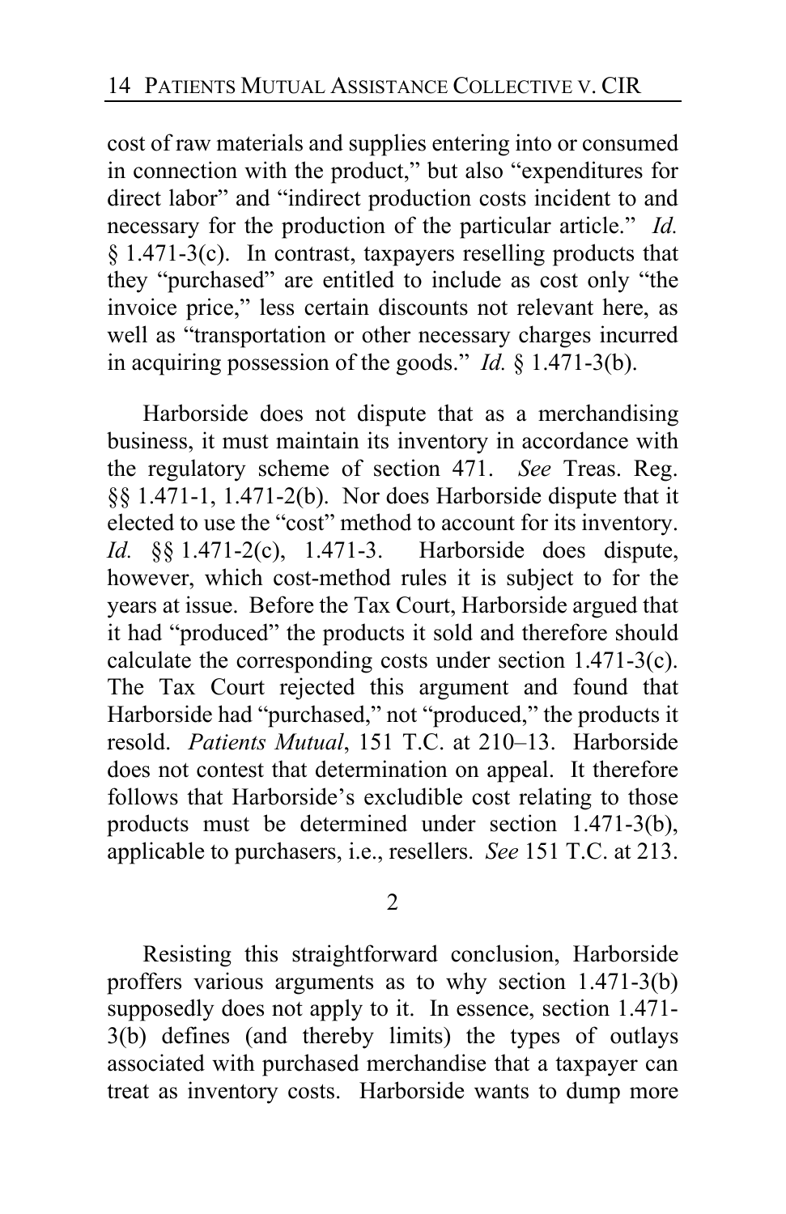cost of raw materials and supplies entering into or consumed in connection with the product," but also "expenditures for direct labor" and "indirect production costs incident to and necessary for the production of the particular article." *Id.* § 1.471-3(c). In contrast, taxpayers reselling products that they "purchased" are entitled to include as cost only "the invoice price," less certain discounts not relevant here, as well as "transportation or other necessary charges incurred in acquiring possession of the goods." *Id.* § 1.471-3(b).

Harborside does not dispute that as a merchandising business, it must maintain its inventory in accordance with the regulatory scheme of section 471. *See* Treas. Reg. §§ 1.471-1, 1.471-2(b). Nor does Harborside dispute that it elected to use the "cost" method to account for its inventory. *Id.* §§ 1.471-2(c), 1.471-3. Harborside does dispute, however, which cost-method rules it is subject to for the years at issue. Before the Tax Court, Harborside argued that it had "produced" the products it sold and therefore should calculate the corresponding costs under section 1.471-3(c). The Tax Court rejected this argument and found that Harborside had "purchased," not "produced," the products it resold. *Patients Mutual*, 151 T.C. at 210–13. Harborside does not contest that determination on appeal. It therefore follows that Harborside's excludible cost relating to those products must be determined under section 1.471-3(b), applicable to purchasers, i.e., resellers. *See* 151 T.C. at 213.

2

Resisting this straightforward conclusion, Harborside proffers various arguments as to why section 1.471-3(b) supposedly does not apply to it. In essence, section 1.471-3(b) defines (and thereby limits) the types of outlays associated with purchased merchandise that a taxpayer can treat as inventory costs. Harborside wants to dump more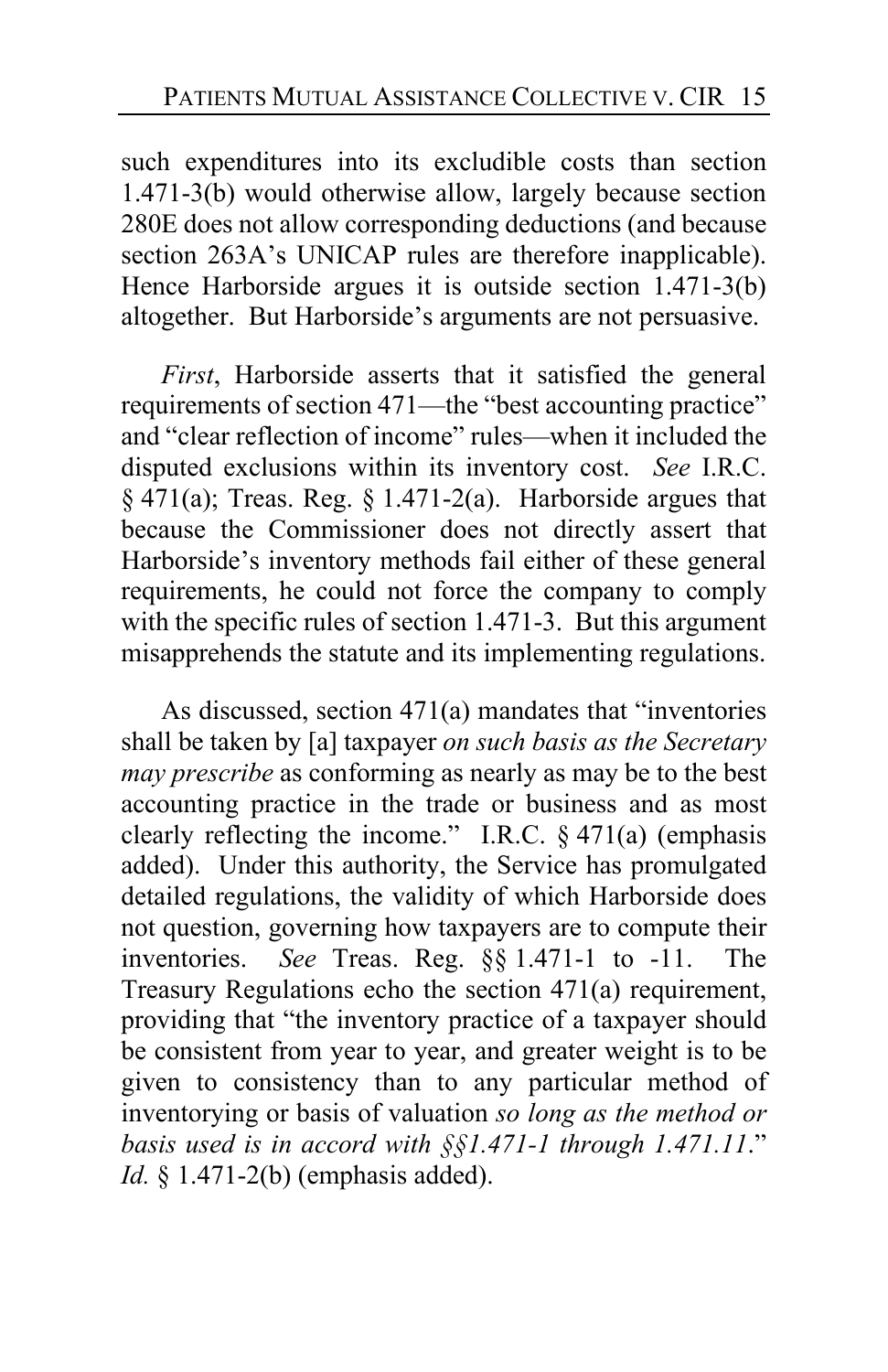such expenditures into its excludible costs than section 1.471-3(b) would otherwise allow, largely because section 280E does not allow corresponding deductions (and because section 263A's UNICAP rules are therefore inapplicable). Hence Harborside argues it is outside section 1.471-3(b) altogether. But Harborside's arguments are not persuasive.

*First*, Harborside asserts that it satisfied the general requirements of section 471—the "best accounting practice" and "clear reflection of income" rules—when it included the disputed exclusions within its inventory cost. *See* I.R.C. § 471(a); Treas. Reg. § 1.471-2(a). Harborside argues that because the Commissioner does not directly assert that Harborside's inventory methods fail either of these general requirements, he could not force the company to comply with the specific rules of section 1.471-3. But this argument misapprehends the statute and its implementing regulations.

As discussed, section 471(a) mandates that "inventories shall be taken by [a] taxpayer *on such basis as the Secretary may prescribe* as conforming as nearly as may be to the best accounting practice in the trade or business and as most clearly reflecting the income." I.R.C. § 471(a) (emphasis added). Under this authority, the Service has promulgated detailed regulations, the validity of which Harborside does not question, governing how taxpayers are to compute their inventories. *See* Treas. Reg. §§ 1.471-1 to -11. The Treasury Regulations echo the section 471(a) requirement, providing that "the inventory practice of a taxpayer should be consistent from year to year, and greater weight is to be given to consistency than to any particular method of inventorying or basis of valuation *so long as the method or basis used is in accord with §§1.471-1 through 1.471.11*." *Id.* § 1.471-2(b) (emphasis added).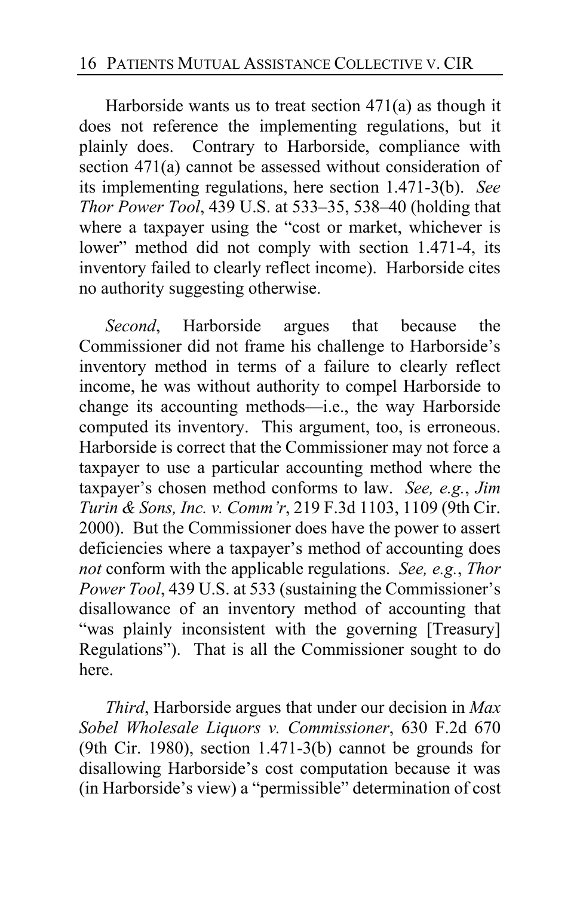Harborside wants us to treat section 471(a) as though it does not reference the implementing regulations, but it plainly does. Contrary to Harborside, compliance with section 471(a) cannot be assessed without consideration of its implementing regulations, here section 1.471-3(b). *See Thor Power Tool*, 439 U.S. at 533–35, 538–40 (holding that where a taxpayer using the "cost or market, whichever is lower" method did not comply with section 1.471-4, its inventory failed to clearly reflect income). Harborside cites no authority suggesting otherwise.

*Second*, Harborside argues that because the Commissioner did not frame his challenge to Harborside's inventory method in terms of a failure to clearly reflect income, he was without authority to compel Harborside to change its accounting methods—i.e., the way Harborside computed its inventory. This argument, too, is erroneous. Harborside is correct that the Commissioner may not force a taxpayer to use a particular accounting method where the taxpayer's chosen method conforms to law. *See, e.g.*, *Jim Turin & Sons, Inc. v. Comm'r*, 219 F.3d 1103, 1109 (9th Cir. 2000). But the Commissioner does have the power to assert deficiencies where a taxpayer's method of accounting does *not* conform with the applicable regulations. *See, e.g.*, *Thor Power Tool*, 439 U.S. at 533 (sustaining the Commissioner's disallowance of an inventory method of accounting that "was plainly inconsistent with the governing [Treasury] Regulations"). That is all the Commissioner sought to do here.

*Third*, Harborside argues that under our decision in *Max Sobel Wholesale Liquors v. Commissioner*, 630 F.2d 670 (9th Cir. 1980), section 1.471-3(b) cannot be grounds for disallowing Harborside's cost computation because it was (in Harborside's view) a "permissible" determination of cost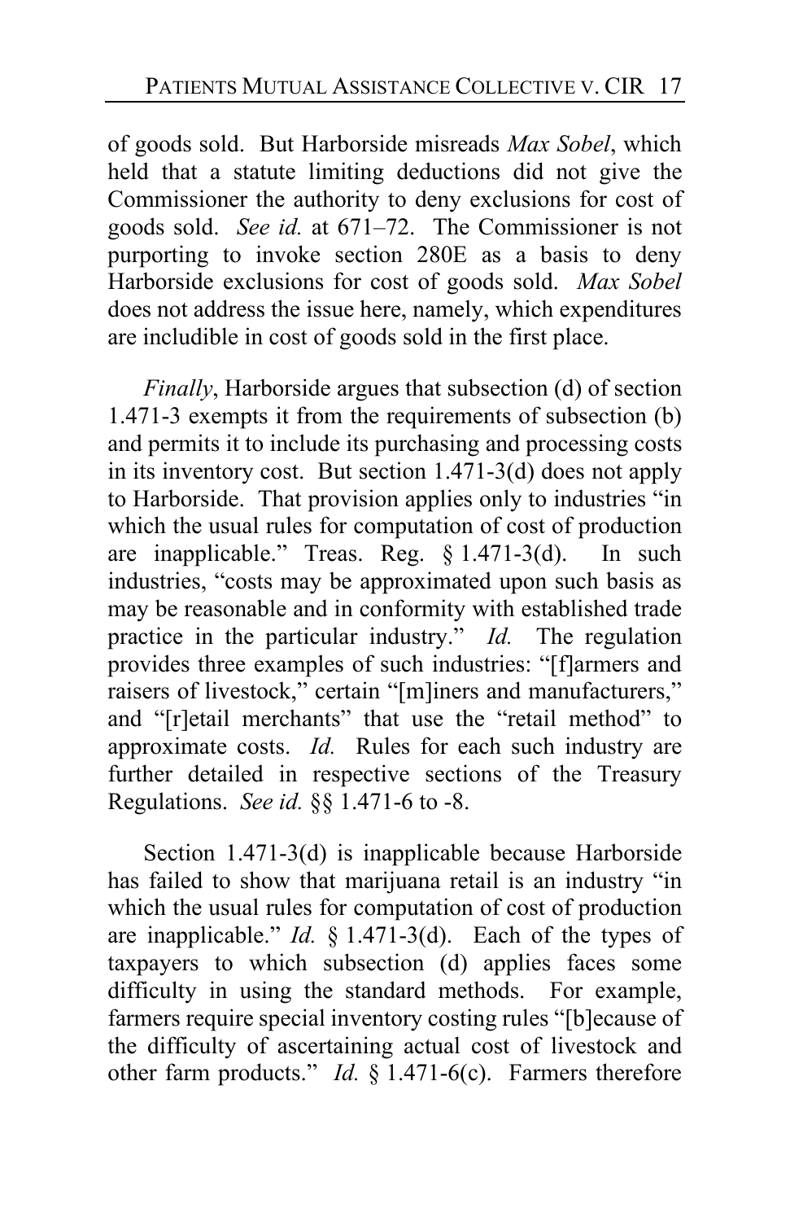of goods sold. But Harborside misreads *Max Sobel*, which held that a statute limiting deductions did not give the Commissioner the authority to deny exclusions for cost of goods sold. *See id.* at 671–72. The Commissioner is not purporting to invoke section 280E as a basis to deny Harborside exclusions for cost of goods sold. *Max Sobel* does not address the issue here, namely, which expenditures are includible in cost of goods sold in the first place.

*Finally*, Harborside argues that subsection (d) of section 1.471-3 exempts it from the requirements of subsection (b) and permits it to include its purchasing and processing costs in its inventory cost. But section 1.471-3(d) does not apply to Harborside. That provision applies only to industries "in which the usual rules for computation of cost of production are inapplicable." Treas. Reg. § 1.471-3(d). In such industries, "costs may be approximated upon such basis as may be reasonable and in conformity with established trade practice in the particular industry." *Id.* The regulation provides three examples of such industries: "[f]armers and raisers of livestock," certain "[m]iners and manufacturers," and "[r]etail merchants" that use the "retail method" to approximate costs. *Id.* Rules for each such industry are further detailed in respective sections of the Treasury Regulations. *See id.* §§ 1.471-6 to -8.

Section 1.471-3(d) is inapplicable because Harborside has failed to show that marijuana retail is an industry "in which the usual rules for computation of cost of production are inapplicable." *Id.* § 1.471-3(d). Each of the types of taxpayers to which subsection (d) applies faces some difficulty in using the standard methods. For example, farmers require special inventory costing rules "[b]ecause of the difficulty of ascertaining actual cost of livestock and other farm products." *Id.* § 1.471-6(c). Farmers therefore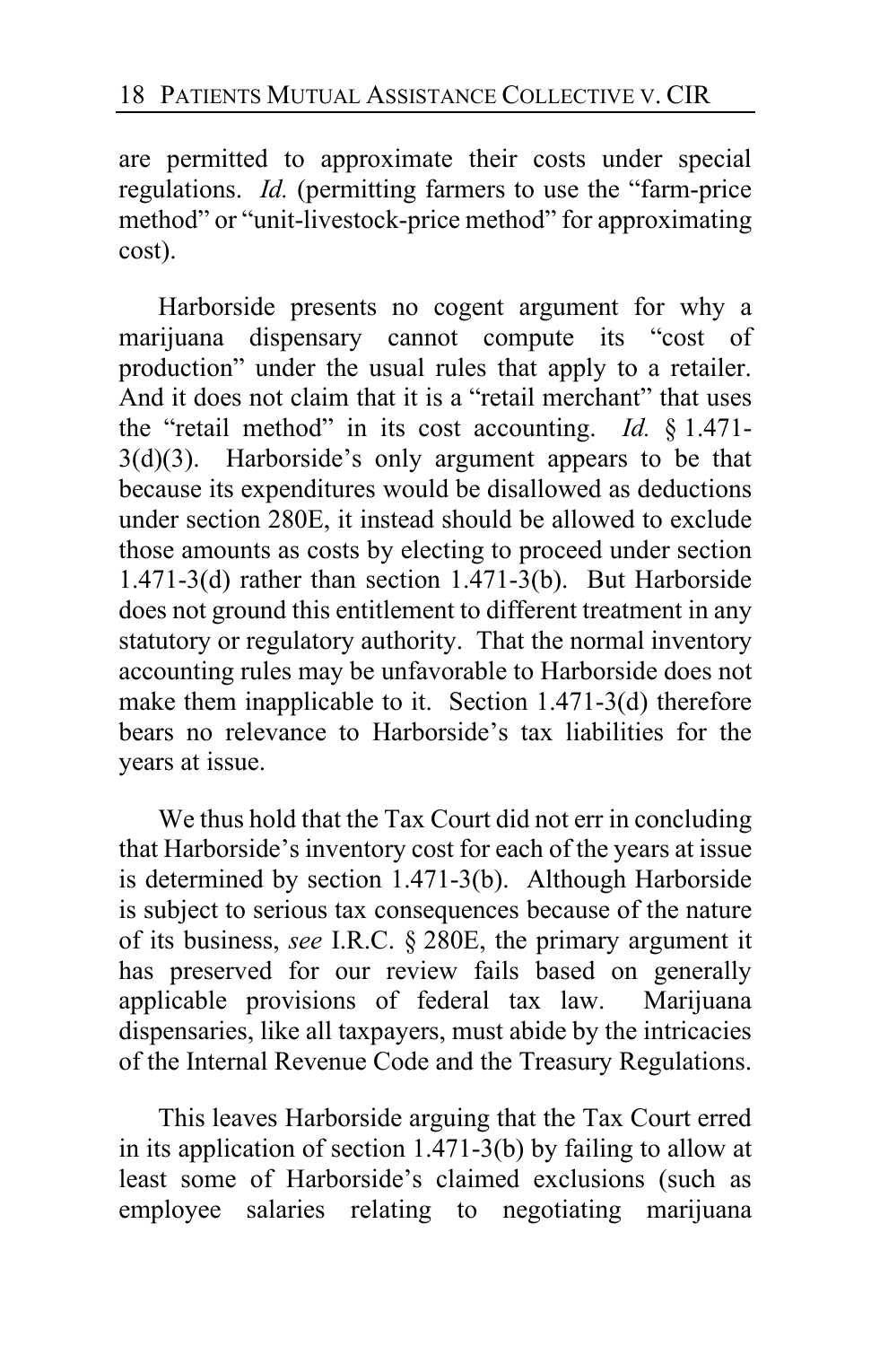are permitted to approximate their costs under special regulations. *Id.* (permitting farmers to use the "farm-price method" or "unit-livestock-price method" for approximating cost).

Harborside presents no cogent argument for why a marijuana dispensary cannot compute its "cost of production" under the usual rules that apply to a retailer. And it does not claim that it is a "retail merchant" that uses the "retail method" in its cost accounting. *Id.* § 1.471-3(d)(3). Harborside's only argument appears to be that because its expenditures would be disallowed as deductions under section 280E, it instead should be allowed to exclude those amounts as costs by electing to proceed under section 1.471-3(d) rather than section 1.471-3(b). But Harborside does not ground this entitlement to different treatment in any statutory or regulatory authority. That the normal inventory accounting rules may be unfavorable to Harborside does not make them inapplicable to it. Section 1.471-3(d) therefore bears no relevance to Harborside's tax liabilities for the years at issue.

We thus hold that the Tax Court did not err in concluding that Harborside's inventory cost for each of the years at issue is determined by section 1.471-3(b). Although Harborside is subject to serious tax consequences because of the nature of its business, *see* I.R.C. § 280E, the primary argument it has preserved for our review fails based on generally applicable provisions of federal tax law. Marijuana dispensaries, like all taxpayers, must abide by the intricacies of the Internal Revenue Code and the Treasury Regulations.

This leaves Harborside arguing that the Tax Court erred in its application of section 1.471-3(b) by failing to allow at least some of Harborside's claimed exclusions (such as employee salaries relating to negotiating marijuana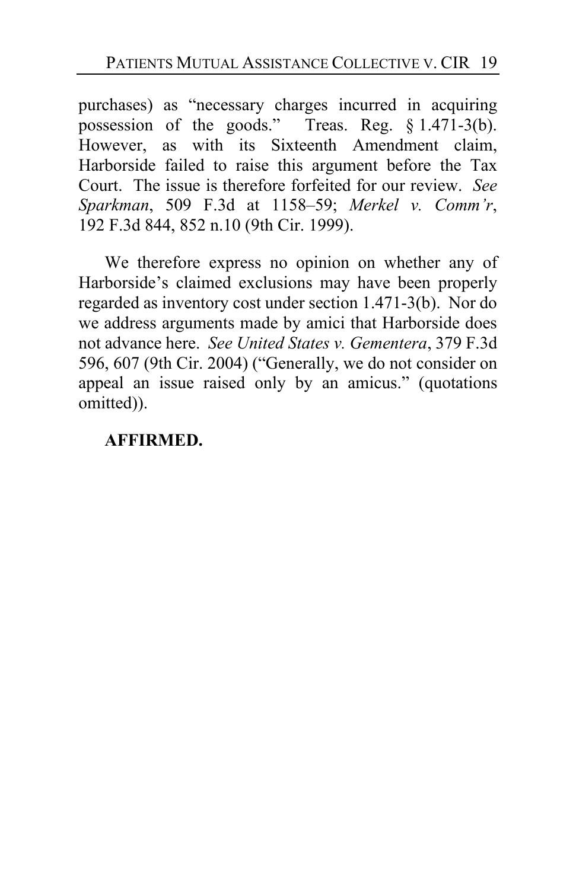purchases) as "necessary charges incurred in acquiring possession of the goods." Treas. Reg. § 1.471-3(b). However, as with its Sixteenth Amendment claim, Harborside failed to raise this argument before the Tax Court. The issue is therefore forfeited for our review. *See Sparkman*, 509 F.3d at 1158–59; *Merkel v. Comm'r*, 192 F.3d 844, 852 n.10 (9th Cir. 1999).

We therefore express no opinion on whether any of Harborside's claimed exclusions may have been properly regarded as inventory cost under section 1.471-3(b). Nor do we address arguments made by amici that Harborside does not advance here. *See United States v. Gementera*, 379 F.3d 596, 607 (9th Cir. 2004) ("Generally, we do not consider on appeal an issue raised only by an amicus." (quotations omitted)).

**AFFIRMED.**